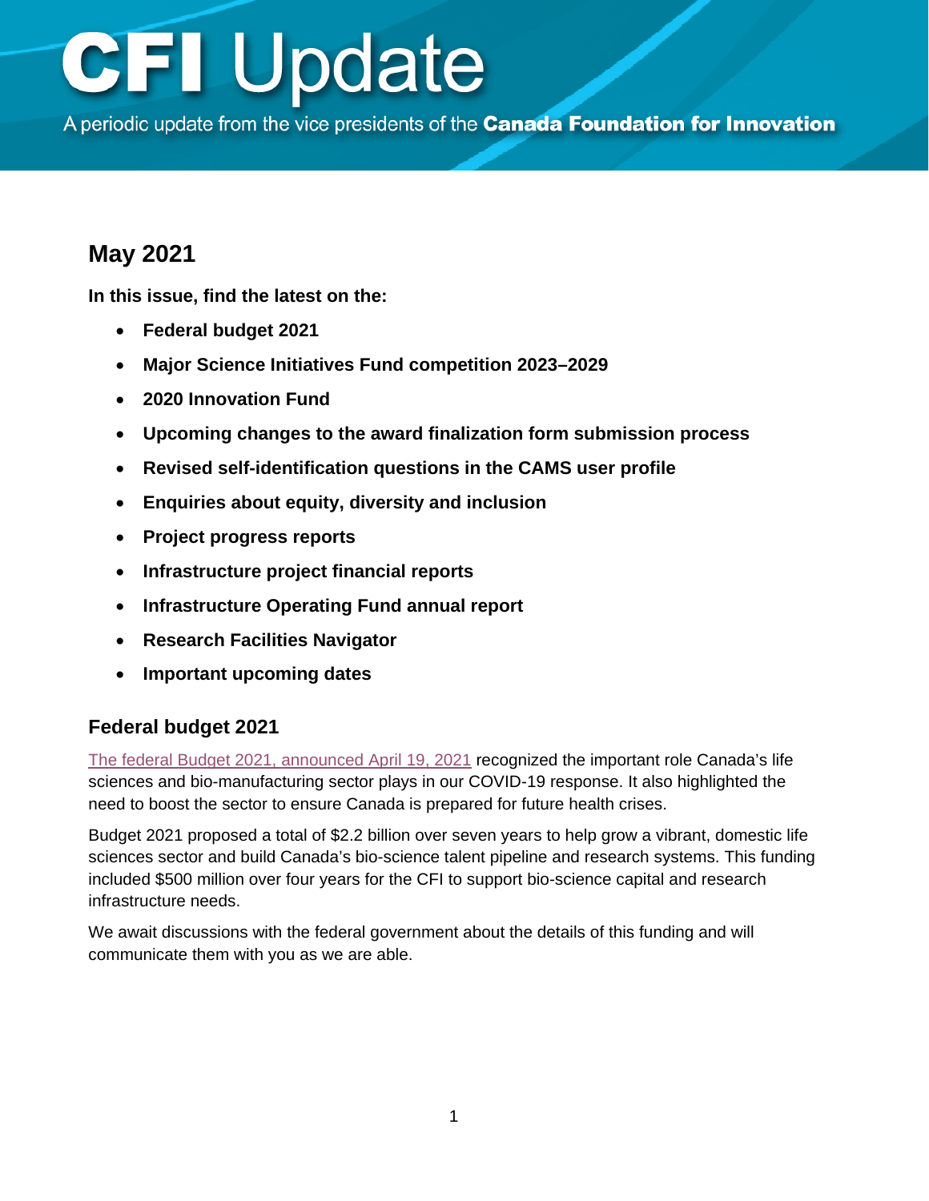# CFI Update

A periodic update from the vice presidents of the **Canada Foundation for Innovation**

## May 2021

**In this issue, find the latest on the:**

- **Federal budget 2021**
- **Major Science Initiatives Fund competition 2023–2029**
- **2020 Innovation Fund**
- **Upcoming changes to the award finalization form submission process**
- **Revised self-identification questions in the CAMS user profile**
- **Enquiries about equity, diversity and inclusion**
- **Project progress reports**
- **Infrastructure project financial reports**
- **Infrastructure Operating Fund annual report**
- **Research Facilities Navigator**
- **Important upcoming dates**

### Federal budget 2021

The federal Budget 2021, announced April 19, 2021 recognized the important role Canada's life sciences and bio-manufacturing sector plays in our COVID-19 response. It also highlighted the need to boost the sector to ensure Canada is prepared for future health crises.

Budget 2021 proposed a total of $2.2 billion over seven years to help grow a vibrant, domestic life sciences sector and build Canada's bio-science talent pipeline and research systems. This funding included $500 million over four years for the CFI to support bio-science capital and research infrastructure needs.

We await discussions with the federal government about the details of this funding and will communicate them with you as we are able.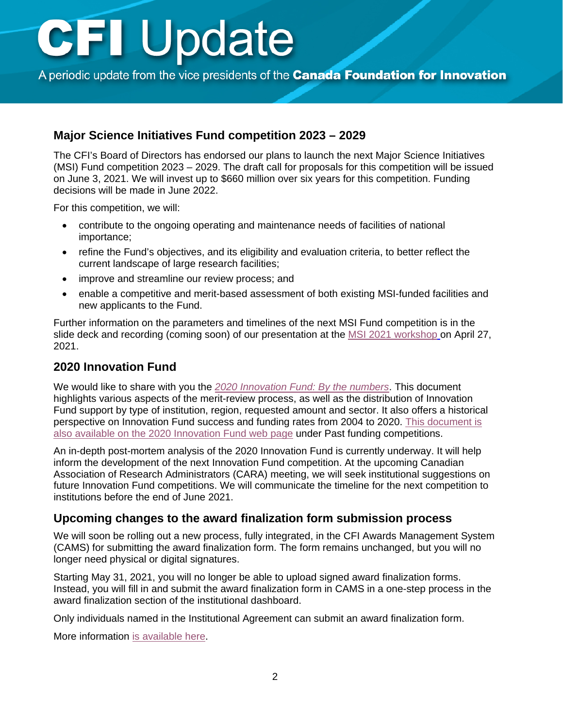# CFI Update

A periodic update from the vice presidents of the **Canada Foundation for Innovation**

## Major Science Initiatives Fund competition 2023 – 2029

The CFI's Board of Directors has endorsed our plans to launch the next Major Science Initiatives (MSI) Fund competition 2023 – 2029. The draft call for proposals for this competition will be issued on June 3, 2021. We will invest up to $660 million over six years for this competition. Funding decisions will be made in June 2022.

For this competition, we will:

- contribute to the ongoing operating and maintenance needs of facilities of national importance;
- refine the Fund's objectives, and its eligibility and evaluation criteria, to better reflect the current landscape of large research facilities;
- improve and streamline our review process; and
- enable a competitive and merit-based assessment of both existing MSI-funded facilities and new applicants to the Fund.

Further information on the parameters and timelines of the next MSI Fund competition is in the slide deck and recording (coming soon) of our presentation at the MSI 2021 workshop on April 27, 2021.

## 2020 Innovation Fund

We would like to share with you the *2020 Innovation Fund: By the numbers*. This document highlights various aspects of the merit-review process, as well as the distribution of Innovation Fund support by type of institution, region, requested amount and sector. It also offers a historical perspective on Innovation Fund success and funding rates from 2004 to 2020. This document is also available on the 2020 Innovation Fund web page under Past funding competitions.

An in-depth post-mortem analysis of the 2020 Innovation Fund is currently underway. It will help inform the development of the next Innovation Fund competition. At the upcoming Canadian Association of Research Administrators (CARA) meeting, we will seek institutional suggestions on future Innovation Fund competitions. We will communicate the timeline for the next competition to institutions before the end of June 2021.

## Upcoming changes to the award finalization form submission process

We will soon be rolling out a new process, fully integrated, in the CFI Awards Management System (CAMS) for submitting the award finalization form. The form remains unchanged, but you will no longer need physical or digital signatures.

Starting May 31, 2021, you will no longer be able to upload signed award finalization forms. Instead, you will fill in and submit the award finalization form in CAMS in a one-step process in the award finalization section of the institutional dashboard.

Only individuals named in the Institutional Agreement can submit an award finalization form.

More information is available here.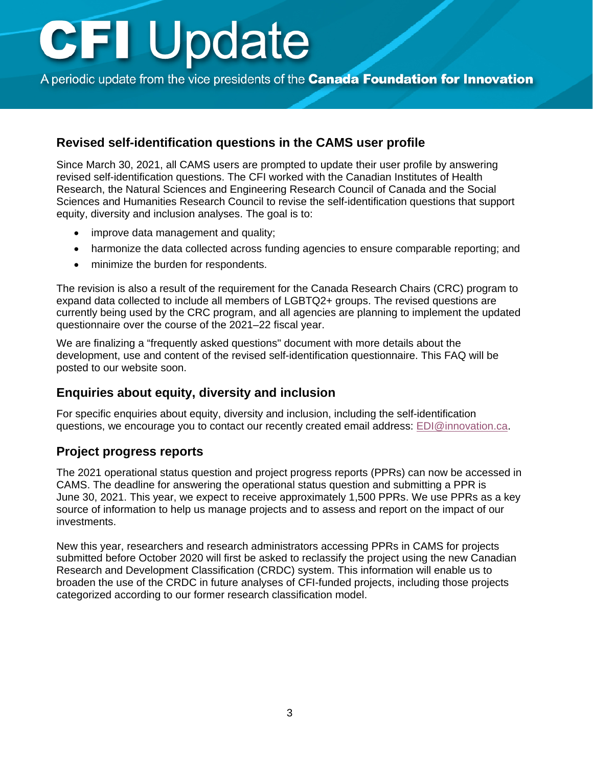# CFI Update

A periodic update from the vice presidents of the **Canada Foundation for Innovation**

## Revised self-identification questions in the CAMS user profile

Since March 30, 2021, all CAMS users are prompted to update their user profile by answering revised self-identification questions. The CFI worked with the Canadian Institutes of Health Research, the Natural Sciences and Engineering Research Council of Canada and the Social Sciences and Humanities Research Council to revise the self-identification questions that support equity, diversity and inclusion analyses. The goal is to:

- improve data management and quality;
- harmonize the data collected across funding agencies to ensure comparable reporting; and
- minimize the burden for respondents.

The revision is also a result of the requirement for the Canada Research Chairs (CRC) program to expand data collected to include all members of LGBTQ2+ groups. The revised questions are currently being used by the CRC program, and all agencies are planning to implement the updated questionnaire over the course of the 2021–22 fiscal year.

We are finalizing a "frequently asked questions" document with more details about the development, use and content of the revised self-identification questionnaire. This FAQ will be posted to our website soon.

## Enquiries about equity, diversity and inclusion

For specific enquiries about equity, diversity and inclusion, including the self-identification questions, we encourage you to contact our recently created email address: EDI@innovation.ca.

## Project progress reports

The 2021 operational status question and project progress reports (PPRs) can now be accessed in CAMS. The deadline for answering the operational status question and submitting a PPR is June 30, 2021. This year, we expect to receive approximately 1,500 PPRs. We use PPRs as a key source of information to help us manage projects and to assess and report on the impact of our investments.

New this year, researchers and research administrators accessing PPRs in CAMS for projects submitted before October 2020 will first be asked to reclassify the project using the new Canadian Research and Development Classification (CRDC) system. This information will enable us to broaden the use of the CRDC in future analyses of CFI-funded projects, including those projects categorized according to our former research classification model.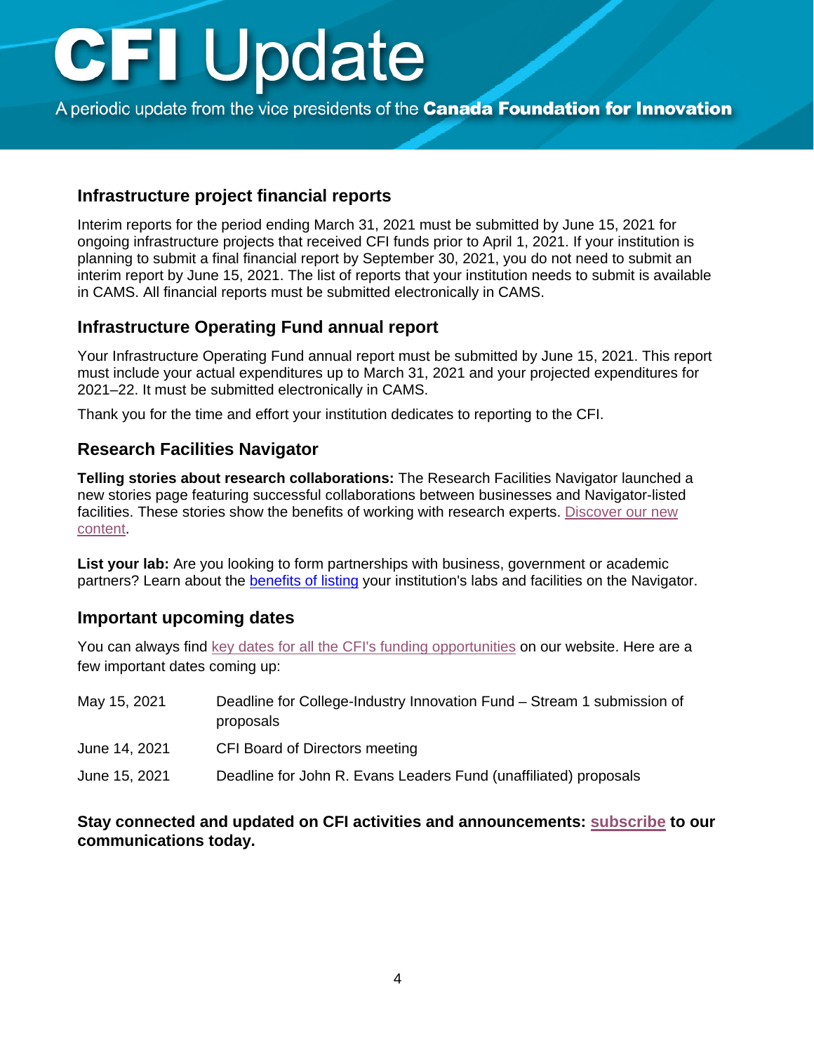# CFI Update

A periodic update from the vice presidents of the **Canada Foundation for Innovation**

## Infrastructure project financial reports

Interim reports for the period ending March 31, 2021 must be submitted by June 15, 2021 for ongoing infrastructure projects that received CFI funds prior to April 1, 2021. If your institution is planning to submit a final financial report by September 30, 2021, you do not need to submit an interim report by June 15, 2021. The list of reports that your institution needs to submit is available in CAMS. All financial reports must be submitted electronically in CAMS.

## Infrastructure Operating Fund annual report

Your Infrastructure Operating Fund annual report must be submitted by June 15, 2021. This report must include your actual expenditures up to March 31, 2021 and your projected expenditures for 2021–22. It must be submitted electronically in CAMS.

Thank you for the time and effort your institution dedicates to reporting to the CFI.

## Research Facilities Navigator

**Telling stories about research collaborations:** The Research Facilities Navigator launched a new stories page featuring successful collaborations between businesses and Navigator-listed facilities. These stories show the benefits of working with research experts. Discover our new content.

**List your lab:** Are you looking to form partnerships with business, government or academic partners? Learn about the benefits of listing your institution's labs and facilities on the Navigator.

## Important upcoming dates

You can always find key dates for all the CFI's funding opportunities on our website. Here are a few important dates coming up:

| | |
|---|---|
| May 15, 2021 | Deadline for College-Industry Innovation Fund – Stream 1 submission of proposals |
| June 14, 2021 | CFI Board of Directors meeting |
| June 15, 2021 | Deadline for John R. Evans Leaders Fund (unaffiliated) proposals |

**Stay connected and updated on CFI activities and announcements: subscribe to our communications today.**